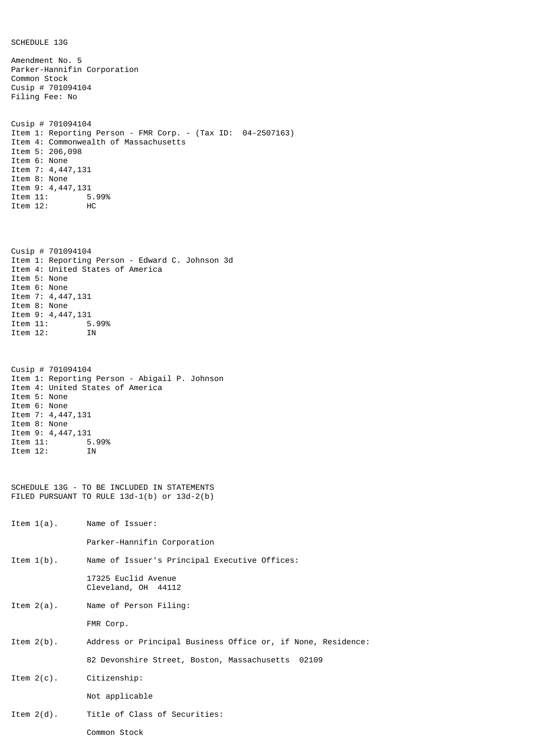SCHEDULE 13G

Amendment No. 5
Parker-Hannifin Corporation
Common Stock
Cusip # 701094104
Filing Fee: No

Cusip # 701094104
Item 1: Reporting Person - FMR Corp. - (Tax ID: 04-2507163)
Item 4: Commonwealth of Massachusetts
Item 5: 206,098
Item 6: None
Item 7: 4,447,131
Item 8: None
Item 9: 4,447,131
Item 11: 5.99%
Item 12: HC

Cusip # 701094104
Item 1: Reporting Person - Edward C. Johnson 3d
Item 4: United States of America
Item 5: None
Item 6: None
Item 7: 4,447,131
Item 8: None
Item 9: 4,447,131
Item 11: 5.99%
Item 12: IN

Cusip # 701094104
Item 1: Reporting Person - Abigail P. Johnson
Item 4: United States of America
Item 5: None
Item 6: None
Item 7: 4,447,131
Item 8: None
Item 9: 4,447,131
Item 11: 5.99%
Item 12: IN

SCHEDULE 13G - TO BE INCLUDED IN STATEMENTS
FILED PURSUANT TO RULE 13d-1(b) or 13d-2(b)

Item 1(a). Name of Issuer:

Parker-Hannifin Corporation

Item 1(b). Name of Issuer's Principal Executive Offices:

17325 Euclid Avenue
Cleveland, OH 44112

Item 2(a). Name of Person Filing:

FMR Corp.

Item 2(b). Address or Principal Business Office or, if None, Residence:

82 Devonshire Street, Boston, Massachusetts 02109

Item 2(c). Citizenship:

Not applicable

Item 2(d). Title of Class of Securities:

Common Stock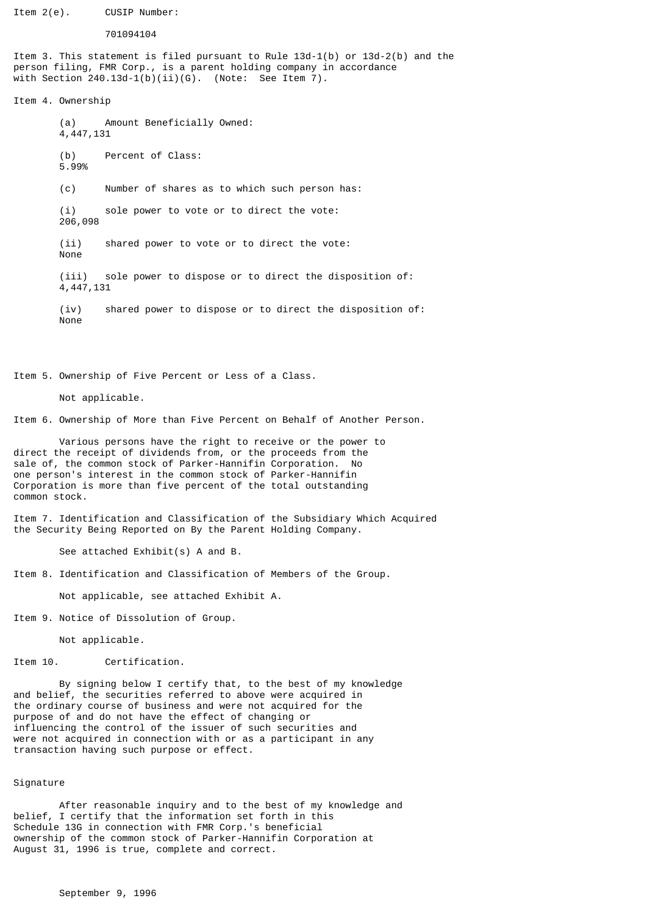Item 2(e). CUSIP Number:

701094104

Item 3. This statement is filed pursuant to Rule 13d-1(b) or 13d-2(b) and the person filing, FMR Corp., is a parent holding company in accordance with Section 240.13d-1(b)(ii)(G). (Note: See Item 7).

Item 4. Ownership

(a) Amount Beneficially Owned:
4,447,131

(b) Percent of Class:
5.99%

(c) Number of shares as to which such person has:

(i) sole power to vote or to direct the vote:
206,098

(ii) shared power to vote or to direct the vote:
None

(iii) sole power to dispose or to direct the disposition of:
4,447,131

(iv) shared power to dispose or to direct the disposition of:
None

Item 5. Ownership of Five Percent or Less of a Class.

Not applicable.

Item 6. Ownership of More than Five Percent on Behalf of Another Person.

Various persons have the right to receive or the power to direct the receipt of dividends from, or the proceeds from the sale of, the common stock of Parker-Hannifin Corporation. No one person's interest in the common stock of Parker-Hannifin Corporation is more than five percent of the total outstanding common stock.

Item 7. Identification and Classification of the Subsidiary Which Acquired the Security Being Reported on By the Parent Holding Company.

See attached Exhibit(s) A and B.

Item 8. Identification and Classification of Members of the Group.

Not applicable, see attached Exhibit A.

Item 9. Notice of Dissolution of Group.

Not applicable.

Item 10. Certification.

By signing below I certify that, to the best of my knowledge and belief, the securities referred to above were acquired in the ordinary course of business and were not acquired for the purpose of and do not have the effect of changing or influencing the control of the issuer of such securities and were not acquired in connection with or as a participant in any transaction having such purpose or effect.

Signature

After reasonable inquiry and to the best of my knowledge and belief, I certify that the information set forth in this Schedule 13G in connection with FMR Corp.'s beneficial ownership of the common stock of Parker-Hannifin Corporation at August 31, 1996 is true, complete and correct.

September 9, 1996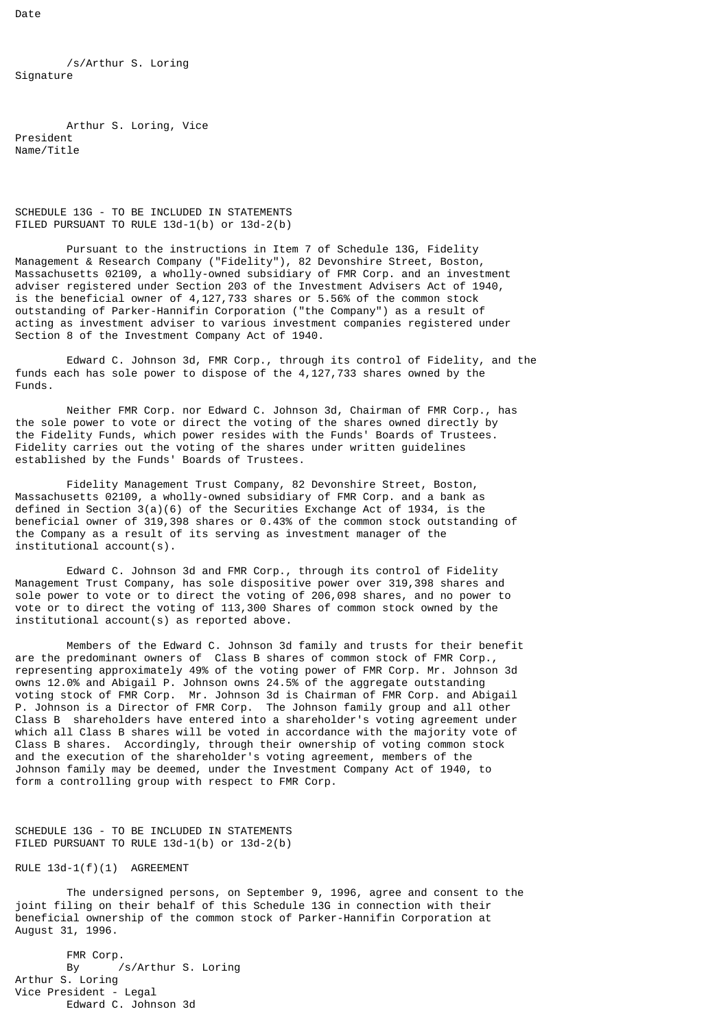Date

/s/Arthur S. Loring
Signature

Arthur S. Loring, Vice President
Name/Title

SCHEDULE 13G - TO BE INCLUDED IN STATEMENTS
FILED PURSUANT TO RULE 13d-1(b) or 13d-2(b)

Pursuant to the instructions in Item 7 of Schedule 13G, Fidelity Management & Research Company ("Fidelity"), 82 Devonshire Street, Boston, Massachusetts 02109, a wholly-owned subsidiary of FMR Corp. and an investment adviser registered under Section 203 of the Investment Advisers Act of 1940, is the beneficial owner of 4,127,733 shares or 5.56% of the common stock outstanding of Parker-Hannifin Corporation ("the Company") as a result of acting as investment adviser to various investment companies registered under Section 8 of the Investment Company Act of 1940.

Edward C. Johnson 3d, FMR Corp., through its control of Fidelity, and the funds each has sole power to dispose of the 4,127,733 shares owned by the Funds.

Neither FMR Corp. nor Edward C. Johnson 3d, Chairman of FMR Corp., has the sole power to vote or direct the voting of the shares owned directly by the Fidelity Funds, which power resides with the Funds' Boards of Trustees. Fidelity carries out the voting of the shares under written guidelines established by the Funds' Boards of Trustees.

Fidelity Management Trust Company, 82 Devonshire Street, Boston, Massachusetts 02109, a wholly-owned subsidiary of FMR Corp. and a bank as defined in Section 3(a)(6) of the Securities Exchange Act of 1934, is the beneficial owner of 319,398 shares or 0.43% of the common stock outstanding of the Company as a result of its serving as investment manager of the institutional account(s).

Edward C. Johnson 3d and FMR Corp., through its control of Fidelity Management Trust Company, has sole dispositive power over 319,398 shares and sole power to vote or to direct the voting of 206,098 shares, and no power to vote or to direct the voting of 113,300 Shares of common stock owned by the institutional account(s) as reported above.

Members of the Edward C. Johnson 3d family and trusts for their benefit are the predominant owners of Class B shares of common stock of FMR Corp., representing approximately 49% of the voting power of FMR Corp. Mr. Johnson 3d owns 12.0% and Abigail P. Johnson owns 24.5% of the aggregate outstanding voting stock of FMR Corp. Mr. Johnson 3d is Chairman of FMR Corp. and Abigail P. Johnson is a Director of FMR Corp. The Johnson family group and all other Class B shareholders have entered into a shareholder's voting agreement under which all Class B shares will be voted in accordance with the majority vote of Class B shares. Accordingly, through their ownership of voting common stock and the execution of the shareholder's voting agreement, members of the Johnson family may be deemed, under the Investment Company Act of 1940, to form a controlling group with respect to FMR Corp.

SCHEDULE 13G - TO BE INCLUDED IN STATEMENTS
FILED PURSUANT TO RULE 13d-1(b) or 13d-2(b)

RULE 13d-1(f)(1) AGREEMENT

The undersigned persons, on September 9, 1996, agree and consent to the joint filing on their behalf of this Schedule 13G in connection with their beneficial ownership of the common stock of Parker-Hannifin Corporation at August 31, 1996.

FMR Corp.
By /s/Arthur S. Loring
Arthur S. Loring
Vice President - Legal
Edward C. Johnson 3d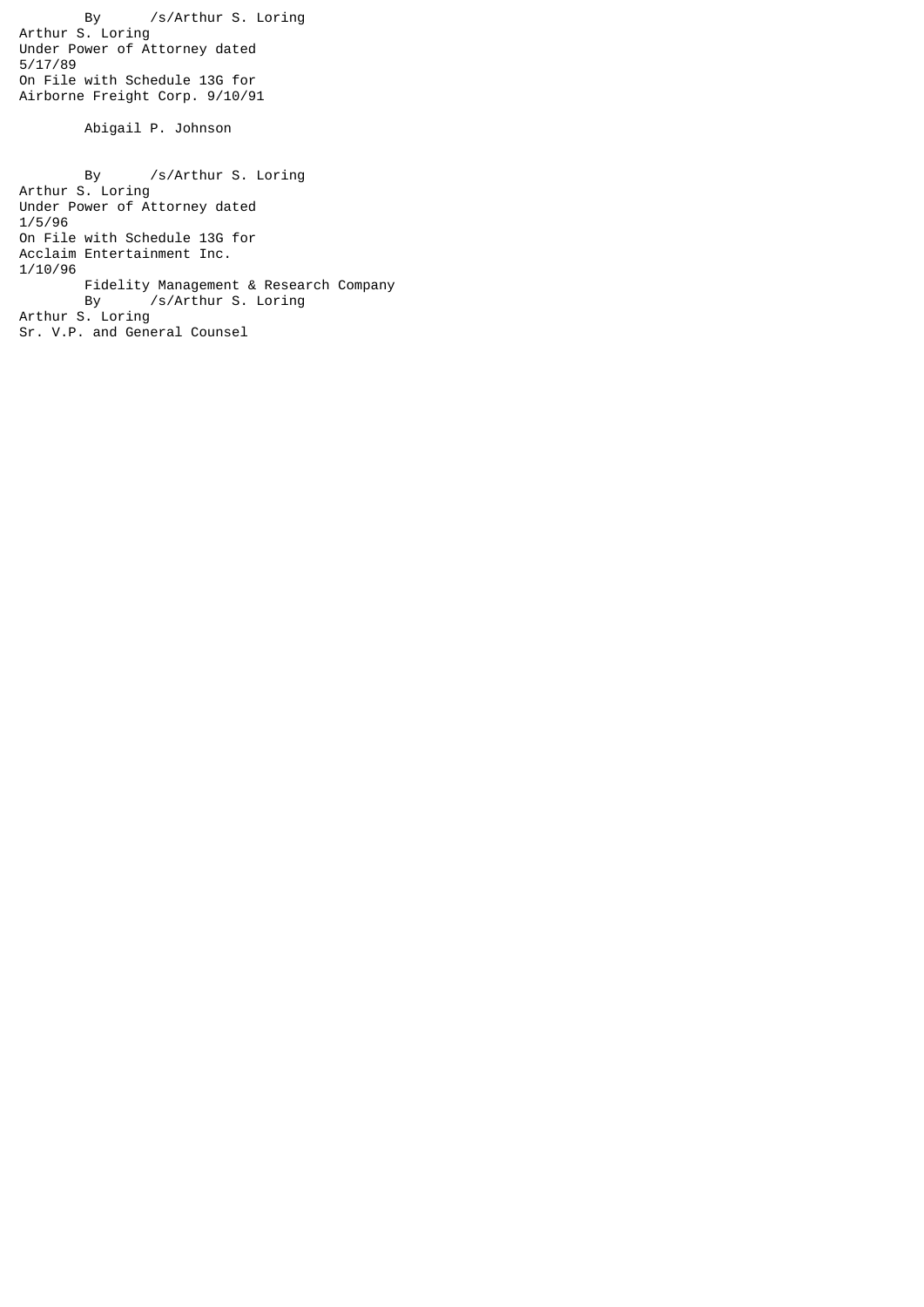By /s/Arthur S. Loring
Arthur S. Loring
Under Power of Attorney dated
5/17/89
On File with Schedule 13G for
Airborne Freight Corp. 9/10/91

Abigail P. Johnson

By /s/Arthur S. Loring
Arthur S. Loring
Under Power of Attorney dated
1/5/96
On File with Schedule 13G for
Acclaim Entertainment Inc.
1/10/96

Fidelity Management & Research Company
By /s/Arthur S. Loring
Arthur S. Loring
Sr. V.P. and General Counsel